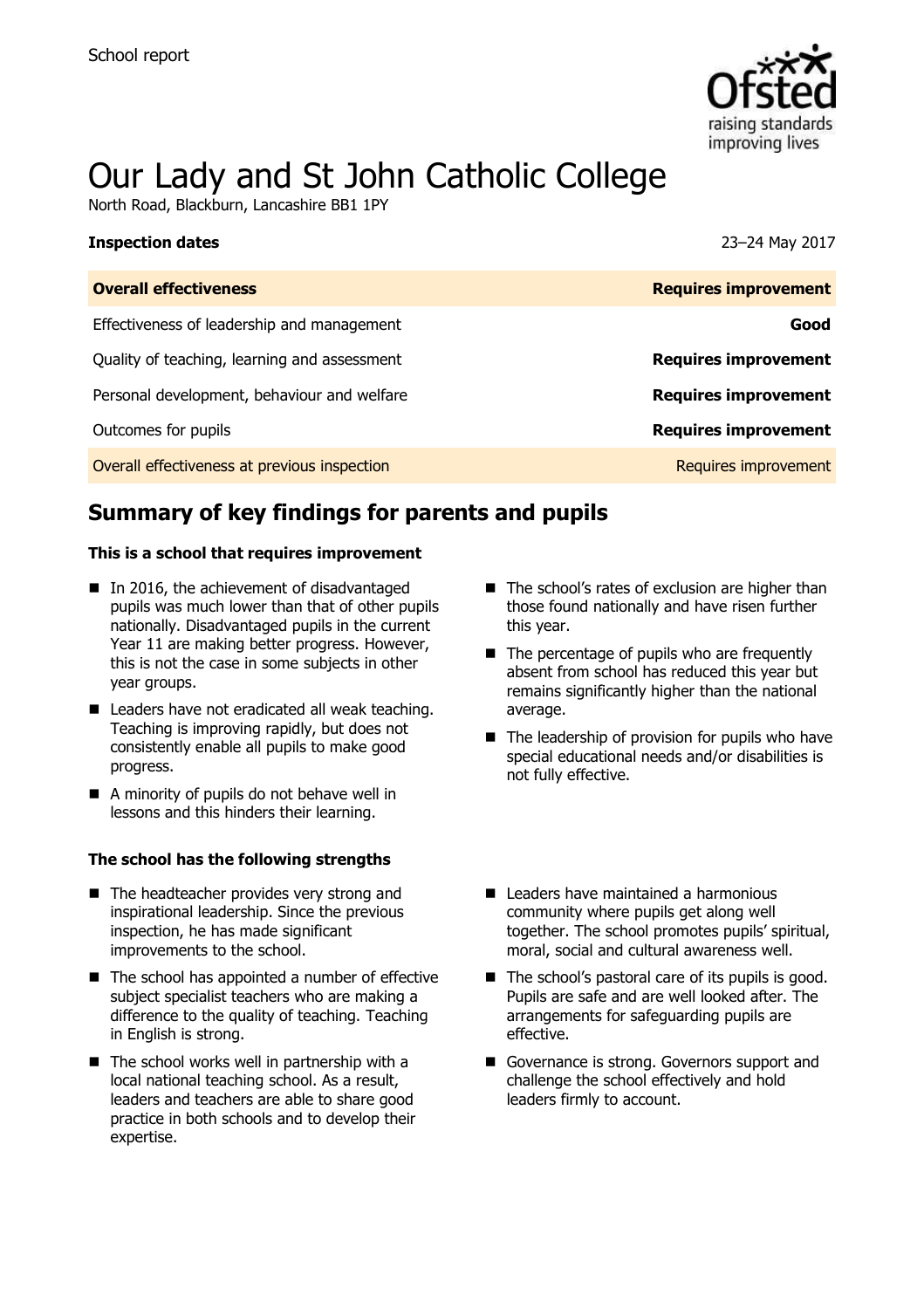School report

# Our Lady and St John Catholic College

North Road, Blackburn, Lancashire BB1 1PY

| **Inspection dates** | 23–24 May 2017 |
| --- | --- |
| **Overall effectiveness** | **Requires improvement** |
| Effectiveness of leadership and management | **Good** |
| Quality of teaching, learning and assessment | **Requires improvement** |
| Personal development, behaviour and welfare | **Requires improvement** |
| Outcomes for pupils | **Requires improvement** |
| Overall effectiveness at previous inspection | Requires improvement |

## Summary of key findings for parents and pupils

**This is a school that requires improvement**

- In 2016, the achievement of disadvantaged pupils was much lower than that of other pupils nationally. Disadvantaged pupils in the current Year 11 are making better progress. However, this is not the case in some subjects in other year groups.
- Leaders have not eradicated all weak teaching. Teaching is improving rapidly, but does not consistently enable all pupils to make good progress.
- A minority of pupils do not behave well in lessons and this hinders their learning.
- The school's rates of exclusion are higher than those found nationally and have risen further this year.
- The percentage of pupils who are frequently absent from school has reduced this year but remains significantly higher than the national average.
- The leadership of provision for pupils who have special educational needs and/or disabilities is not fully effective.

**The school has the following strengths**

- The headteacher provides very strong and inspirational leadership. Since the previous inspection, he has made significant improvements to the school.
- The school has appointed a number of effective subject specialist teachers who are making a difference to the quality of teaching. Teaching in English is strong.
- The school works well in partnership with a local national teaching school. As a result, leaders and teachers are able to share good practice in both schools and to develop their expertise.
- Leaders have maintained a harmonious community where pupils get along well together. The school promotes pupils' spiritual, moral, social and cultural awareness well.
- The school's pastoral care of its pupils is good. Pupils are safe and are well looked after. The arrangements for safeguarding pupils are effective.
- Governance is strong. Governors support and challenge the school effectively and hold leaders firmly to account.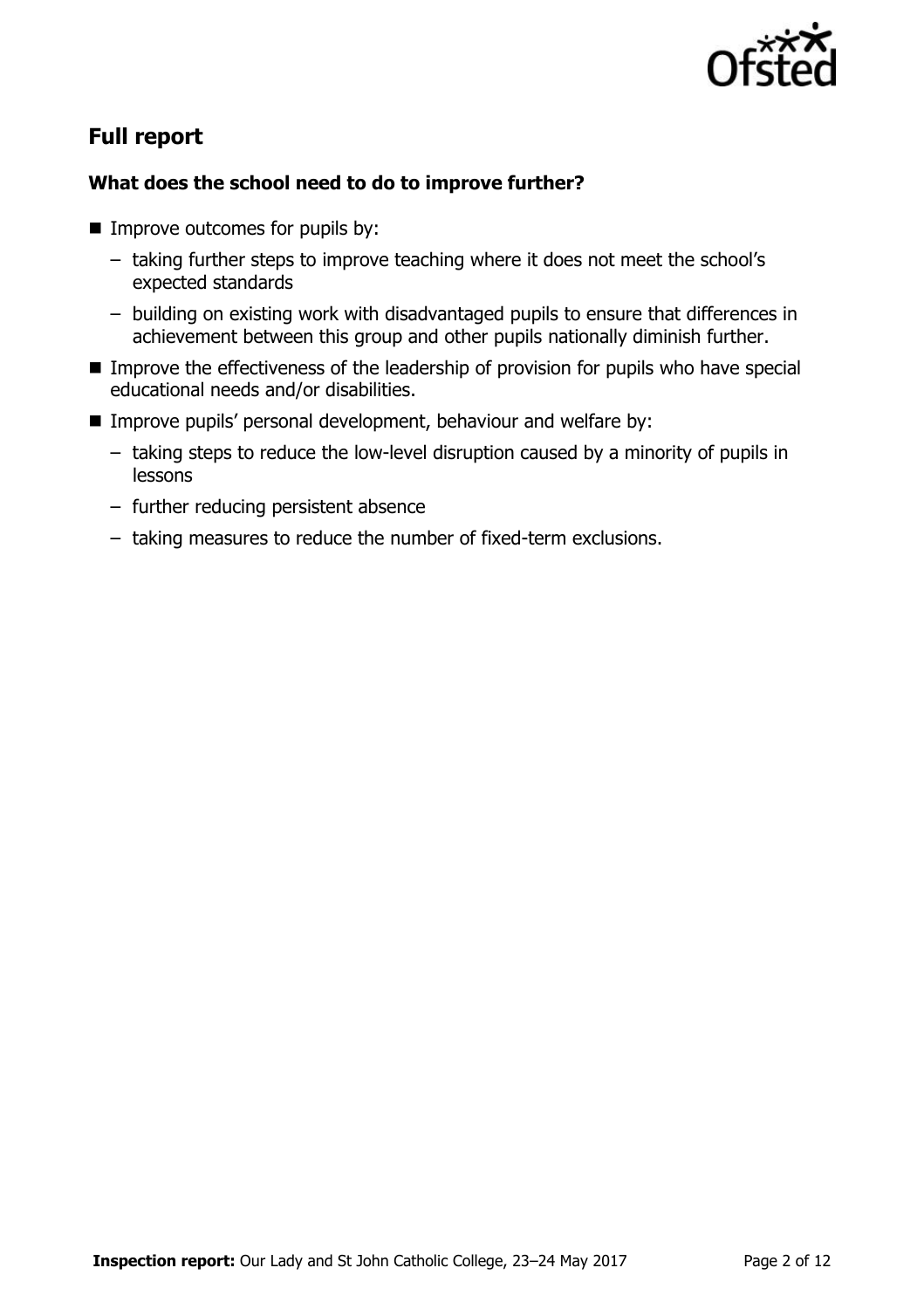## Full report

### What does the school need to do to improve further?

- Improve outcomes for pupils by:
  - taking further steps to improve teaching where it does not meet the school's expected standards
  - building on existing work with disadvantaged pupils to ensure that differences in achievement between this group and other pupils nationally diminish further.
- Improve the effectiveness of the leadership of provision for pupils who have special educational needs and/or disabilities.
- Improve pupils' personal development, behaviour and welfare by:
  - taking steps to reduce the low-level disruption caused by a minority of pupils in lessons
  - further reducing persistent absence
  - taking measures to reduce the number of fixed-term exclusions.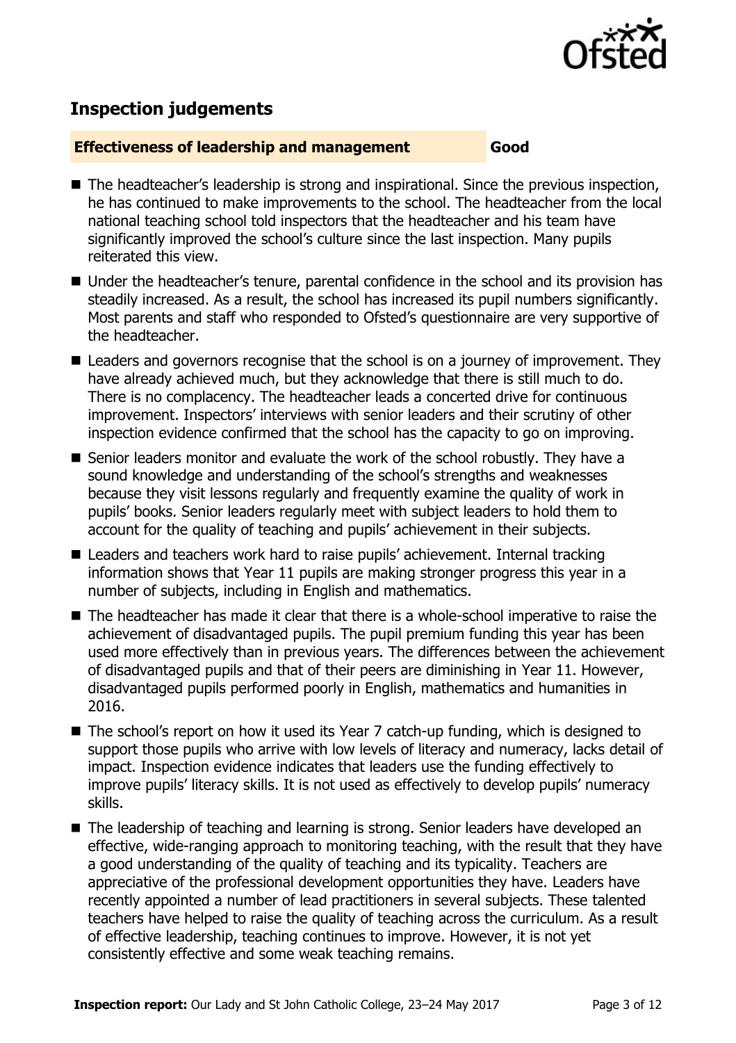## Inspection judgements

**Effectiveness of leadership and management** **Good**

- The headteacher's leadership is strong and inspirational. Since the previous inspection, he has continued to make improvements to the school. The headteacher from the local national teaching school told inspectors that the headteacher and his team have significantly improved the school's culture since the last inspection. Many pupils reiterated this view.
- Under the headteacher's tenure, parental confidence in the school and its provision has steadily increased. As a result, the school has increased its pupil numbers significantly. Most parents and staff who responded to Ofsted's questionnaire are very supportive of the headteacher.
- Leaders and governors recognise that the school is on a journey of improvement. They have already achieved much, but they acknowledge that there is still much to do. There is no complacency. The headteacher leads a concerted drive for continuous improvement. Inspectors' interviews with senior leaders and their scrutiny of other inspection evidence confirmed that the school has the capacity to go on improving.
- Senior leaders monitor and evaluate the work of the school robustly. They have a sound knowledge and understanding of the school's strengths and weaknesses because they visit lessons regularly and frequently examine the quality of work in pupils' books. Senior leaders regularly meet with subject leaders to hold them to account for the quality of teaching and pupils' achievement in their subjects.
- Leaders and teachers work hard to raise pupils' achievement. Internal tracking information shows that Year 11 pupils are making stronger progress this year in a number of subjects, including in English and mathematics.
- The headteacher has made it clear that there is a whole-school imperative to raise the achievement of disadvantaged pupils. The pupil premium funding this year has been used more effectively than in previous years. The differences between the achievement of disadvantaged pupils and that of their peers are diminishing in Year 11. However, disadvantaged pupils performed poorly in English, mathematics and humanities in 2016.
- The school's report on how it used its Year 7 catch-up funding, which is designed to support those pupils who arrive with low levels of literacy and numeracy, lacks detail of impact. Inspection evidence indicates that leaders use the funding effectively to improve pupils' literacy skills. It is not used as effectively to develop pupils' numeracy skills.
- The leadership of teaching and learning is strong. Senior leaders have developed an effective, wide-ranging approach to monitoring teaching, with the result that they have a good understanding of the quality of teaching and its typicality. Teachers are appreciative of the professional development opportunities they have. Leaders have recently appointed a number of lead practitioners in several subjects. These talented teachers have helped to raise the quality of teaching across the curriculum. As a result of effective leadership, teaching continues to improve. However, it is not yet consistently effective and some weak teaching remains.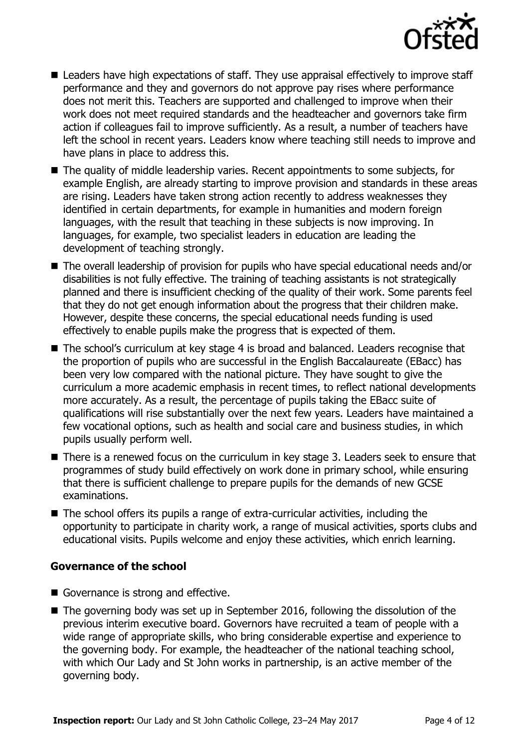- Leaders have high expectations of staff. They use appraisal effectively to improve staff performance and they and governors do not approve pay rises where performance does not merit this. Teachers are supported and challenged to improve when their work does not meet required standards and the headteacher and governors take firm action if colleagues fail to improve sufficiently. As a result, a number of teachers have left the school in recent years. Leaders know where teaching still needs to improve and have plans in place to address this.
- The quality of middle leadership varies. Recent appointments to some subjects, for example English, are already starting to improve provision and standards in these areas are rising. Leaders have taken strong action recently to address weaknesses they identified in certain departments, for example in humanities and modern foreign languages, with the result that teaching in these subjects is now improving. In languages, for example, two specialist leaders in education are leading the development of teaching strongly.
- The overall leadership of provision for pupils who have special educational needs and/or disabilities is not fully effective. The training of teaching assistants is not strategically planned and there is insufficient checking of the quality of their work. Some parents feel that they do not get enough information about the progress that their children make. However, despite these concerns, the special educational needs funding is used effectively to enable pupils make the progress that is expected of them.
- The school's curriculum at key stage 4 is broad and balanced. Leaders recognise that the proportion of pupils who are successful in the English Baccalaureate (EBacc) has been very low compared with the national picture. They have sought to give the curriculum a more academic emphasis in recent times, to reflect national developments more accurately. As a result, the percentage of pupils taking the EBacc suite of qualifications will rise substantially over the next few years. Leaders have maintained a few vocational options, such as health and social care and business studies, in which pupils usually perform well.
- There is a renewed focus on the curriculum in key stage 3. Leaders seek to ensure that programmes of study build effectively on work done in primary school, while ensuring that there is sufficient challenge to prepare pupils for the demands of new GCSE examinations.
- The school offers its pupils a range of extra-curricular activities, including the opportunity to participate in charity work, a range of musical activities, sports clubs and educational visits. Pupils welcome and enjoy these activities, which enrich learning.

### Governance of the school

- Governance is strong and effective.
- The governing body was set up in September 2016, following the dissolution of the previous interim executive board. Governors have recruited a team of people with a wide range of appropriate skills, who bring considerable expertise and experience to the governing body. For example, the headteacher of the national teaching school, with which Our Lady and St John works in partnership, is an active member of the governing body.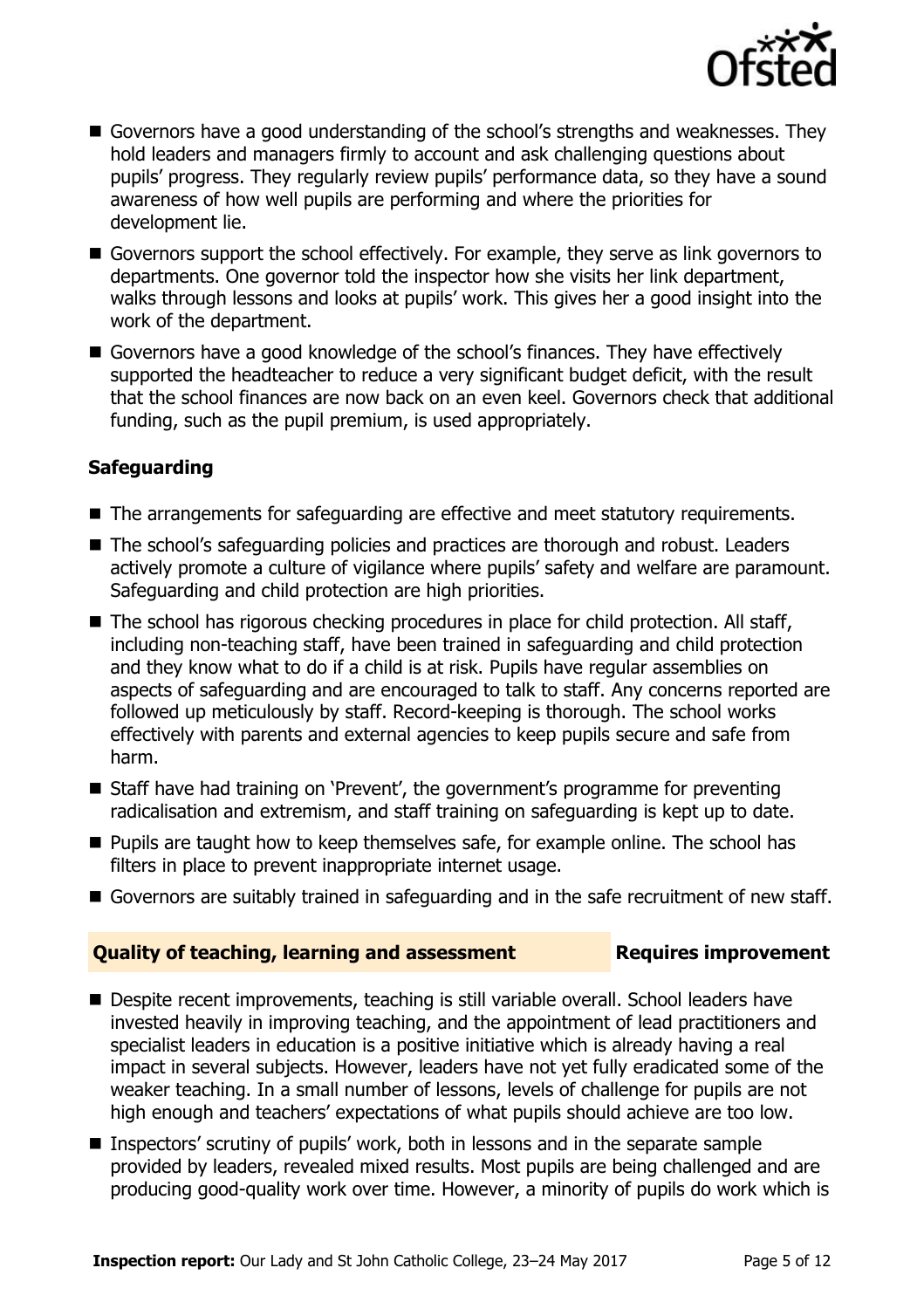- Governors have a good understanding of the school's strengths and weaknesses. They hold leaders and managers firmly to account and ask challenging questions about pupils' progress. They regularly review pupils' performance data, so they have a sound awareness of how well pupils are performing and where the priorities for development lie.
- Governors support the school effectively. For example, they serve as link governors to departments. One governor told the inspector how she visits her link department, walks through lessons and looks at pupils' work. This gives her a good insight into the work of the department.
- Governors have a good knowledge of the school's finances. They have effectively supported the headteacher to reduce a very significant budget deficit, with the result that the school finances are now back on an even keel. Governors check that additional funding, such as the pupil premium, is used appropriately.

**Safeguarding**

- The arrangements for safeguarding are effective and meet statutory requirements.
- The school's safeguarding policies and practices are thorough and robust. Leaders actively promote a culture of vigilance where pupils' safety and welfare are paramount. Safeguarding and child protection are high priorities.
- The school has rigorous checking procedures in place for child protection. All staff, including non-teaching staff, have been trained in safeguarding and child protection and they know what to do if a child is at risk. Pupils have regular assemblies on aspects of safeguarding and are encouraged to talk to staff. Any concerns reported are followed up meticulously by staff. Record-keeping is thorough. The school works effectively with parents and external agencies to keep pupils secure and safe from harm.
- Staff have had training on 'Prevent', the government's programme for preventing radicalisation and extremism, and staff training on safeguarding is kept up to date.
- Pupils are taught how to keep themselves safe, for example online. The school has filters in place to prevent inappropriate internet usage.
- Governors are suitably trained in safeguarding and in the safe recruitment of new staff.

## Quality of teaching, learning and assessment — Requires improvement

- Despite recent improvements, teaching is still variable overall. School leaders have invested heavily in improving teaching, and the appointment of lead practitioners and specialist leaders in education is a positive initiative which is already having a real impact in several subjects. However, leaders have not yet fully eradicated some of the weaker teaching. In a small number of lessons, levels of challenge for pupils are not high enough and teachers' expectations of what pupils should achieve are too low.
- Inspectors' scrutiny of pupils' work, both in lessons and in the separate sample provided by leaders, revealed mixed results. Most pupils are being challenged and are producing good-quality work over time. However, a minority of pupils do work which is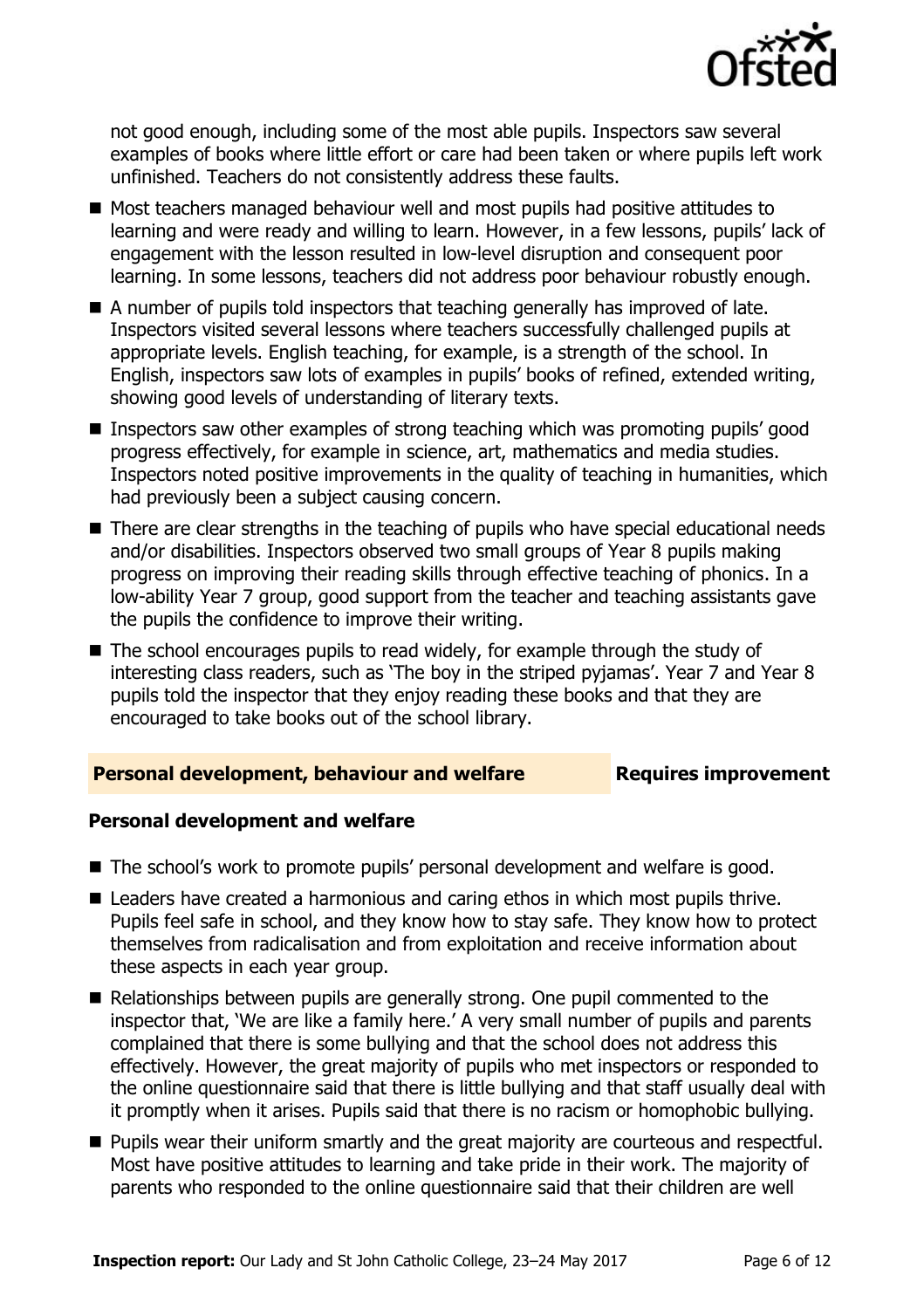not good enough, including some of the most able pupils. Inspectors saw several examples of books where little effort or care had been taken or where pupils left work unfinished. Teachers do not consistently address these faults.

- Most teachers managed behaviour well and most pupils had positive attitudes to learning and were ready and willing to learn. However, in a few lessons, pupils' lack of engagement with the lesson resulted in low-level disruption and consequent poor learning. In some lessons, teachers did not address poor behaviour robustly enough.
- A number of pupils told inspectors that teaching generally has improved of late. Inspectors visited several lessons where teachers successfully challenged pupils at appropriate levels. English teaching, for example, is a strength of the school. In English, inspectors saw lots of examples in pupils' books of refined, extended writing, showing good levels of understanding of literary texts.
- Inspectors saw other examples of strong teaching which was promoting pupils' good progress effectively, for example in science, art, mathematics and media studies. Inspectors noted positive improvements in the quality of teaching in humanities, which had previously been a subject causing concern.
- There are clear strengths in the teaching of pupils who have special educational needs and/or disabilities. Inspectors observed two small groups of Year 8 pupils making progress on improving their reading skills through effective teaching of phonics. In a low-ability Year 7 group, good support from the teacher and teaching assistants gave the pupils the confidence to improve their writing.
- The school encourages pupils to read widely, for example through the study of interesting class readers, such as 'The boy in the striped pyjamas'. Year 7 and Year 8 pupils told the inspector that they enjoy reading these books and that they are encouraged to take books out of the school library.

## Personal development, behaviour and welfare — Requires improvement

### Personal development and welfare

- The school's work to promote pupils' personal development and welfare is good.
- Leaders have created a harmonious and caring ethos in which most pupils thrive. Pupils feel safe in school, and they know how to stay safe. They know how to protect themselves from radicalisation and from exploitation and receive information about these aspects in each year group.
- Relationships between pupils are generally strong. One pupil commented to the inspector that, 'We are like a family here.' A very small number of pupils and parents complained that there is some bullying and that the school does not address this effectively. However, the great majority of pupils who met inspectors or responded to the online questionnaire said that there is little bullying and that staff usually deal with it promptly when it arises. Pupils said that there is no racism or homophobic bullying.
- Pupils wear their uniform smartly and the great majority are courteous and respectful. Most have positive attitudes to learning and take pride in their work. The majority of parents who responded to the online questionnaire said that their children are well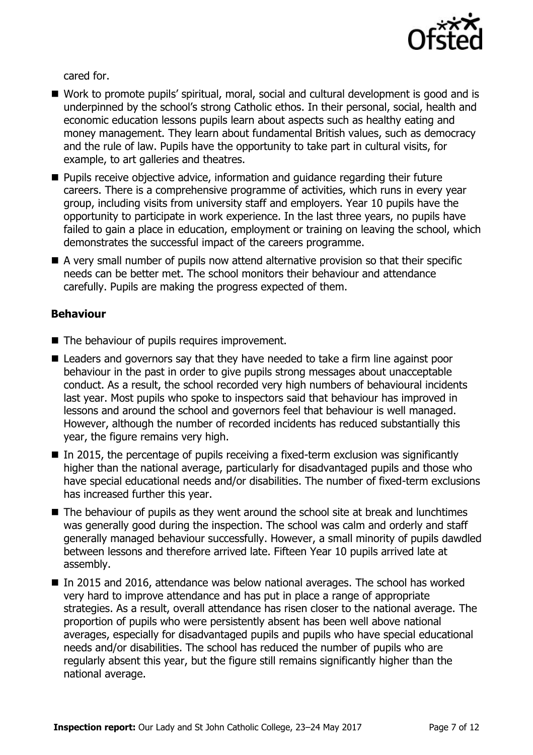cared for.

- Work to promote pupils' spiritual, moral, social and cultural development is good and is underpinned by the school's strong Catholic ethos. In their personal, social, health and economic education lessons pupils learn about aspects such as healthy eating and money management. They learn about fundamental British values, such as democracy and the rule of law. Pupils have the opportunity to take part in cultural visits, for example, to art galleries and theatres.
- Pupils receive objective advice, information and guidance regarding their future careers. There is a comprehensive programme of activities, which runs in every year group, including visits from university staff and employers. Year 10 pupils have the opportunity to participate in work experience. In the last three years, no pupils have failed to gain a place in education, employment or training on leaving the school, which demonstrates the successful impact of the careers programme.
- A very small number of pupils now attend alternative provision so that their specific needs can be better met. The school monitors their behaviour and attendance carefully. Pupils are making the progress expected of them.

### Behaviour

- The behaviour of pupils requires improvement.
- Leaders and governors say that they have needed to take a firm line against poor behaviour in the past in order to give pupils strong messages about unacceptable conduct. As a result, the school recorded very high numbers of behavioural incidents last year. Most pupils who spoke to inspectors said that behaviour has improved in lessons and around the school and governors feel that behaviour is well managed. However, although the number of recorded incidents has reduced substantially this year, the figure remains very high.
- In 2015, the percentage of pupils receiving a fixed-term exclusion was significantly higher than the national average, particularly for disadvantaged pupils and those who have special educational needs and/or disabilities. The number of fixed-term exclusions has increased further this year.
- The behaviour of pupils as they went around the school site at break and lunchtimes was generally good during the inspection. The school was calm and orderly and staff generally managed behaviour successfully. However, a small minority of pupils dawdled between lessons and therefore arrived late. Fifteen Year 10 pupils arrived late at assembly.
- In 2015 and 2016, attendance was below national averages. The school has worked very hard to improve attendance and has put in place a range of appropriate strategies. As a result, overall attendance has risen closer to the national average. The proportion of pupils who were persistently absent has been well above national averages, especially for disadvantaged pupils and pupils who have special educational needs and/or disabilities. The school has reduced the number of pupils who are regularly absent this year, but the figure still remains significantly higher than the national average.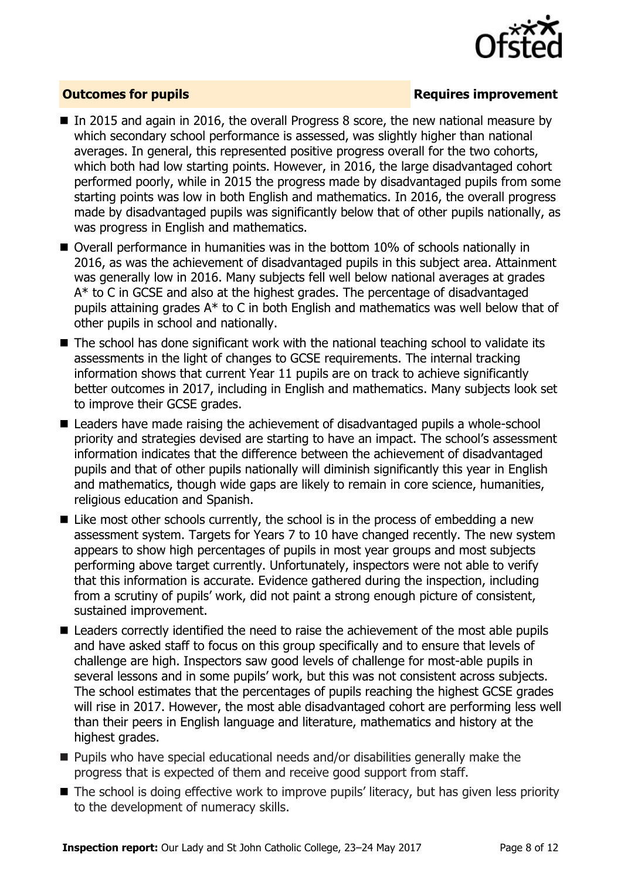## Outcomes for pupils — Requires improvement

- In 2015 and again in 2016, the overall Progress 8 score, the new national measure by which secondary school performance is assessed, was slightly higher than national averages. In general, this represented positive progress overall for the two cohorts, which both had low starting points. However, in 2016, the large disadvantaged cohort performed poorly, while in 2015 the progress made by disadvantaged pupils from some starting points was low in both English and mathematics. In 2016, the overall progress made by disadvantaged pupils was significantly below that of other pupils nationally, as was progress in English and mathematics.
- Overall performance in humanities was in the bottom 10% of schools nationally in 2016, as was the achievement of disadvantaged pupils in this subject area. Attainment was generally low in 2016. Many subjects fell well below national averages at grades A* to C in GCSE and also at the highest grades. The percentage of disadvantaged pupils attaining grades A* to C in both English and mathematics was well below that of other pupils in school and nationally.
- The school has done significant work with the national teaching school to validate its assessments in the light of changes to GCSE requirements. The internal tracking information shows that current Year 11 pupils are on track to achieve significantly better outcomes in 2017, including in English and mathematics. Many subjects look set to improve their GCSE grades.
- Leaders have made raising the achievement of disadvantaged pupils a whole-school priority and strategies devised are starting to have an impact. The school's assessment information indicates that the difference between the achievement of disadvantaged pupils and that of other pupils nationally will diminish significantly this year in English and mathematics, though wide gaps are likely to remain in core science, humanities, religious education and Spanish.
- Like most other schools currently, the school is in the process of embedding a new assessment system. Targets for Years 7 to 10 have changed recently. The new system appears to show high percentages of pupils in most year groups and most subjects performing above target currently. Unfortunately, inspectors were not able to verify that this information is accurate. Evidence gathered during the inspection, including from a scrutiny of pupils' work, did not paint a strong enough picture of consistent, sustained improvement.
- Leaders correctly identified the need to raise the achievement of the most able pupils and have asked staff to focus on this group specifically and to ensure that levels of challenge are high. Inspectors saw good levels of challenge for most-able pupils in several lessons and in some pupils' work, but this was not consistent across subjects. The school estimates that the percentages of pupils reaching the highest GCSE grades will rise in 2017. However, the most able disadvantaged cohort are performing less well than their peers in English language and literature, mathematics and history at the highest grades.
- Pupils who have special educational needs and/or disabilities generally make the progress that is expected of them and receive good support from staff.
- The school is doing effective work to improve pupils' literacy, but has given less priority to the development of numeracy skills.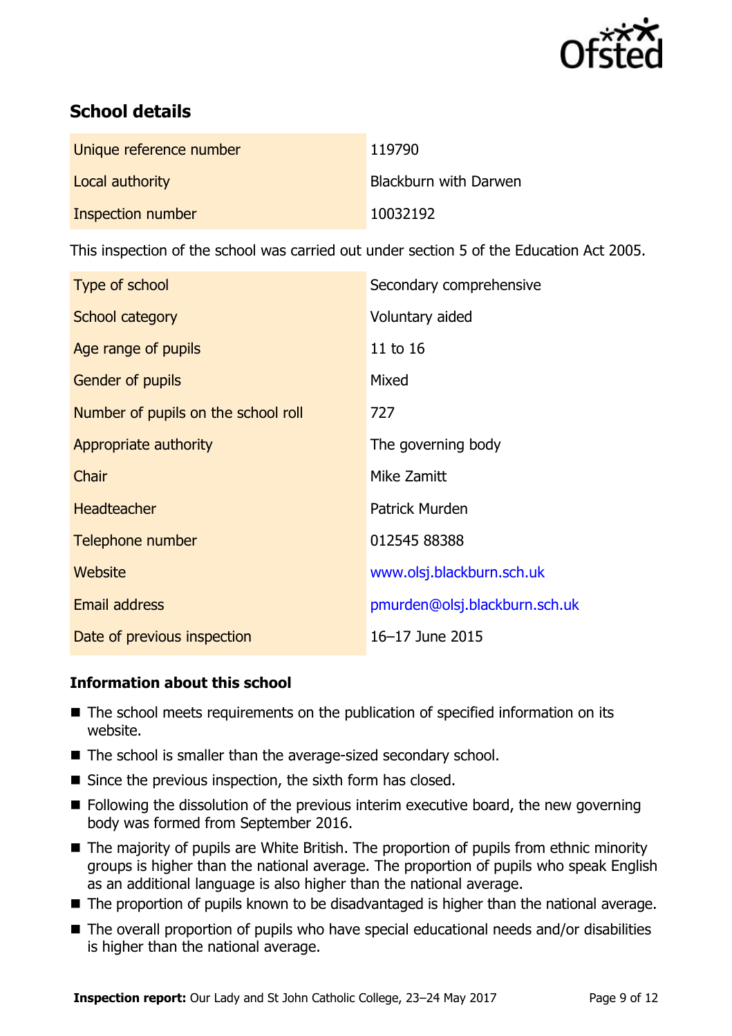## School details

| | |
|---|---|
| Unique reference number | 119790 |
| Local authority | Blackburn with Darwen |
| Inspection number | 10032192 |

This inspection of the school was carried out under section 5 of the Education Act 2005.

| | |
|---|---|
| Type of school | Secondary comprehensive |
| School category | Voluntary aided |
| Age range of pupils | 11 to 16 |
| Gender of pupils | Mixed |
| Number of pupils on the school roll | 727 |
| Appropriate authority | The governing body |
| Chair | Mike Zamitt |
| Headteacher | Patrick Murden |
| Telephone number | 012545 88388 |
| Website | www.olsj.blackburn.sch.uk |
| Email address | pmurden@olsj.blackburn.sch.uk |
| Date of previous inspection | 16–17 June 2015 |

### Information about this school

- The school meets requirements on the publication of specified information on its website.
- The school is smaller than the average-sized secondary school.
- Since the previous inspection, the sixth form has closed.
- Following the dissolution of the previous interim executive board, the new governing body was formed from September 2016.
- The majority of pupils are White British. The proportion of pupils from ethnic minority groups is higher than the national average. The proportion of pupils who speak English as an additional language is also higher than the national average.
- The proportion of pupils known to be disadvantaged is higher than the national average.
- The overall proportion of pupils who have special educational needs and/or disabilities is higher than the national average.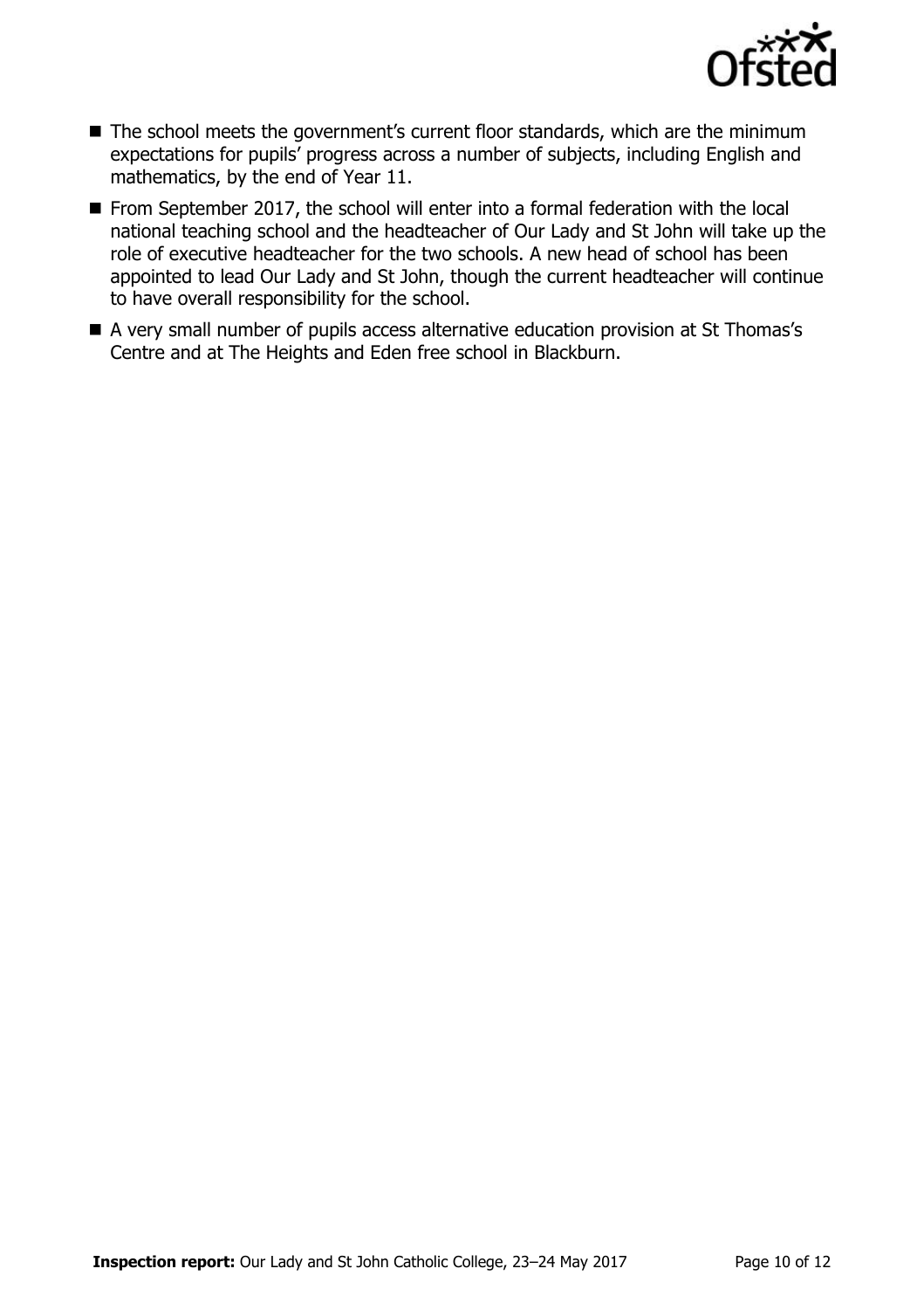- The school meets the government's current floor standards, which are the minimum expectations for pupils' progress across a number of subjects, including English and mathematics, by the end of Year 11.
- From September 2017, the school will enter into a formal federation with the local national teaching school and the headteacher of Our Lady and St John will take up the role of executive headteacher for the two schools. A new head of school has been appointed to lead Our Lady and St John, though the current headteacher will continue to have overall responsibility for the school.
- A very small number of pupils access alternative education provision at St Thomas's Centre and at The Heights and Eden free school in Blackburn.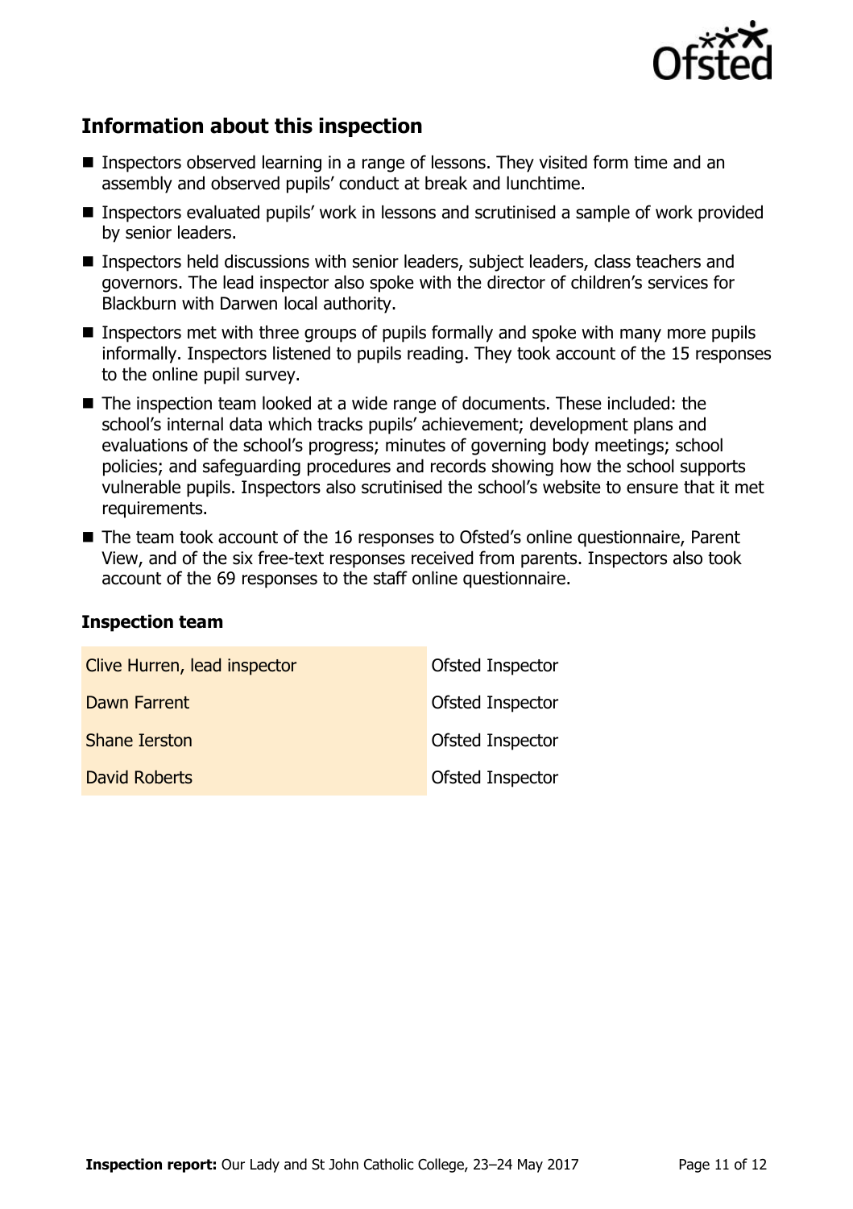## Information about this inspection

- Inspectors observed learning in a range of lessons. They visited form time and an assembly and observed pupils' conduct at break and lunchtime.
- Inspectors evaluated pupils' work in lessons and scrutinised a sample of work provided by senior leaders.
- Inspectors held discussions with senior leaders, subject leaders, class teachers and governors. The lead inspector also spoke with the director of children's services for Blackburn with Darwen local authority.
- Inspectors met with three groups of pupils formally and spoke with many more pupils informally. Inspectors listened to pupils reading. They took account of the 15 responses to the online pupil survey.
- The inspection team looked at a wide range of documents. These included: the school's internal data which tracks pupils' achievement; development plans and evaluations of the school's progress; minutes of governing body meetings; school policies; and safeguarding procedures and records showing how the school supports vulnerable pupils. Inspectors also scrutinised the school's website to ensure that it met requirements.
- The team took account of the 16 responses to Ofsted's online questionnaire, Parent View, and of the six free-text responses received from parents. Inspectors also took account of the 69 responses to the staff online questionnaire.

### Inspection team

| | |
|---|---|
| Clive Hurren, lead inspector | Ofsted Inspector |
| Dawn Farrent | Ofsted Inspector |
| Shane Ierston | Ofsted Inspector |
| David Roberts | Ofsted Inspector |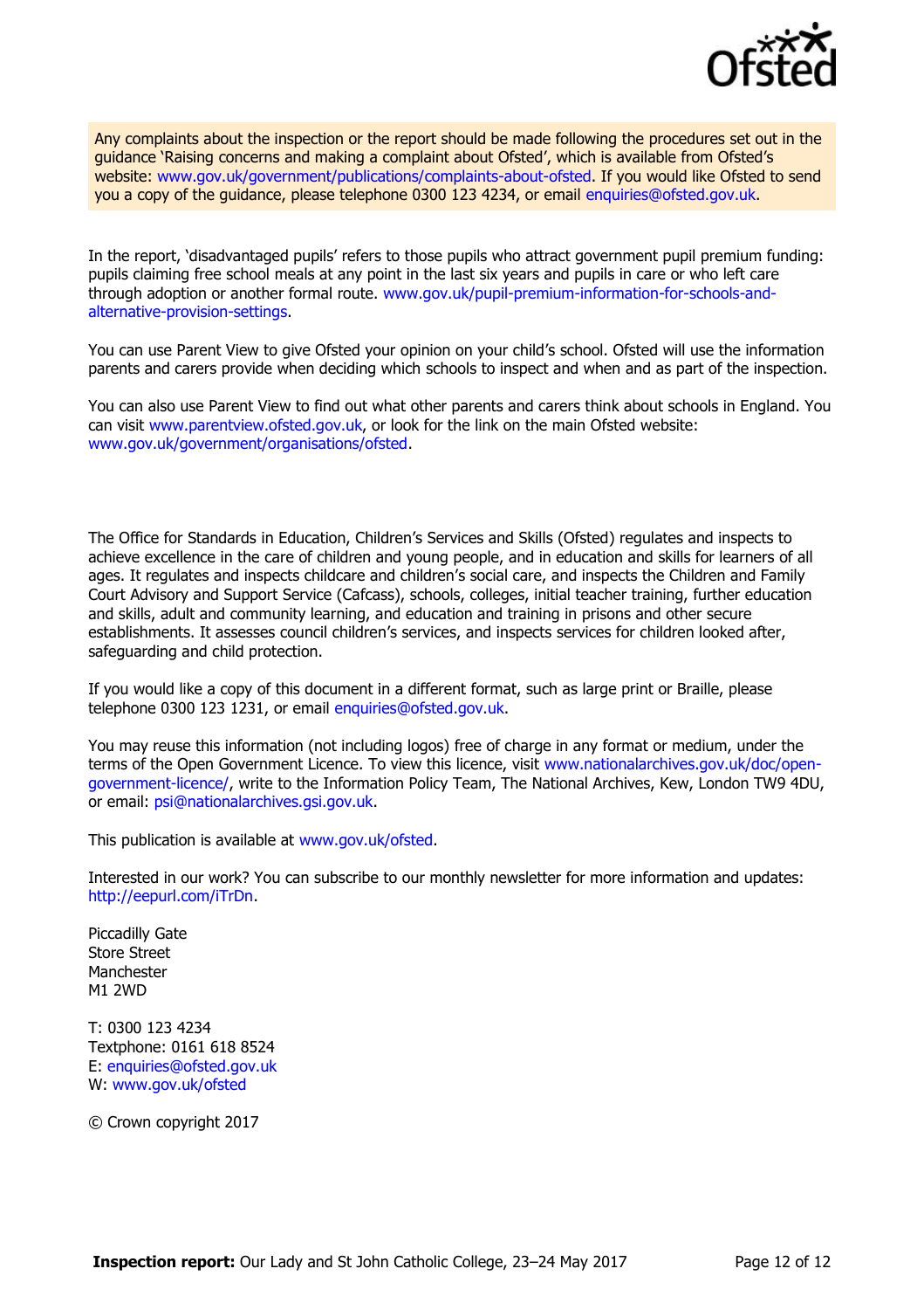Any complaints about the inspection or the report should be made following the procedures set out in the guidance 'Raising concerns and making a complaint about Ofsted', which is available from Ofsted's website: www.gov.uk/government/publications/complaints-about-ofsted. If you would like Ofsted to send you a copy of the guidance, please telephone 0300 123 4234, or email enquiries@ofsted.gov.uk.

In the report, 'disadvantaged pupils' refers to those pupils who attract government pupil premium funding: pupils claiming free school meals at any point in the last six years and pupils in care or who left care through adoption or another formal route. www.gov.uk/pupil-premium-information-for-schools-and-alternative-provision-settings.

You can use Parent View to give Ofsted your opinion on your child's school. Ofsted will use the information parents and carers provide when deciding which schools to inspect and when and as part of the inspection.

You can also use Parent View to find out what other parents and carers think about schools in England. You can visit www.parentview.ofsted.gov.uk, or look for the link on the main Ofsted website: www.gov.uk/government/organisations/ofsted.

The Office for Standards in Education, Children's Services and Skills (Ofsted) regulates and inspects to achieve excellence in the care of children and young people, and in education and skills for learners of all ages. It regulates and inspects childcare and children's social care, and inspects the Children and Family Court Advisory and Support Service (Cafcass), schools, colleges, initial teacher training, further education and skills, adult and community learning, and education and training in prisons and other secure establishments. It assesses council children's services, and inspects services for children looked after, safeguarding and child protection.

If you would like a copy of this document in a different format, such as large print or Braille, please telephone 0300 123 1231, or email enquiries@ofsted.gov.uk.

You may reuse this information (not including logos) free of charge in any format or medium, under the terms of the Open Government Licence. To view this licence, visit www.nationalarchives.gov.uk/doc/open-government-licence/, write to the Information Policy Team, The National Archives, Kew, London TW9 4DU, or email: psi@nationalarchives.gsi.gov.uk.

This publication is available at www.gov.uk/ofsted.

Interested in our work? You can subscribe to our monthly newsletter for more information and updates: http://eepurl.com/iTrDn.

Piccadilly Gate
Store Street
Manchester
M1 2WD

T: 0300 123 4234
Textphone: 0161 618 8524
E: enquiries@ofsted.gov.uk
W: www.gov.uk/ofsted

© Crown copyright 2017